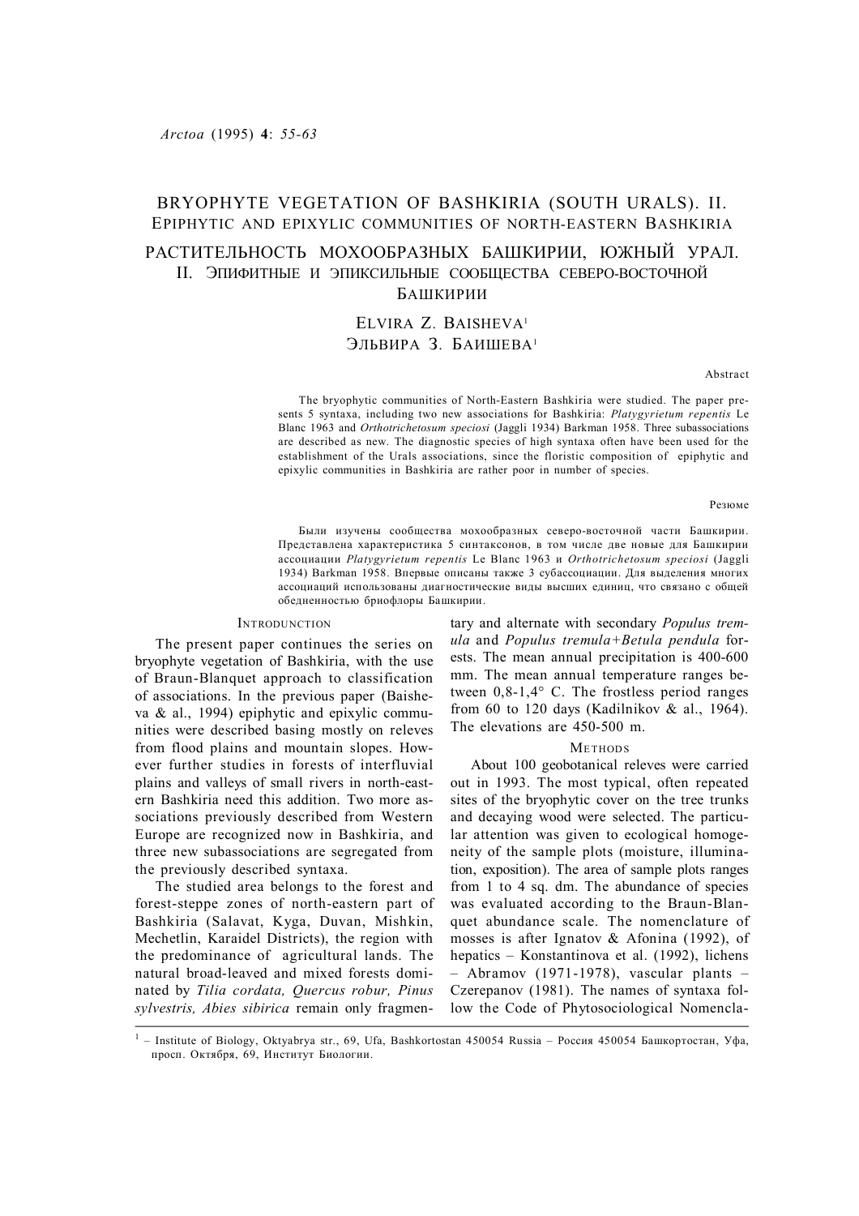# BRYOPHYTE VEGETATION OF BASHKIRIA (SOUTH URALS). II. EPIPHYTIC AND EPIXYLIC COMMUNITIES OF NORTH-EASTERN BASHKIRIA

# РАСТИТЕЛЬНОСТЬ МОХООБРАЗНЫХ БАШКИРИИ, ЮЖНЫЙ УРАЛ. II. ЭПИФИТНЫЕ И ЭПИКСИЛЬНЫЕ СООБЩЕСТВА СЕВЕРО-ВОСТОЧНОЙ БАШКИРИИ

ELVIRA Z. BAISHEVA[1]

ЭЛЬВИРА З. БАИШЕВА[1]

Abstract

The bryophytic communities of North-Eastern Bashkiria were studied. The paper presents 5 syntaxa, including two new associations for Bashkiria: *Platygyrietum repentis* Le Blanc 1963 and *Orthotrichetosum speciosi* (Jaggli 1934) Barkman 1958. Three subassociations are described as new. The diagnostic species of high syntaxa often have been used for the establishment of the Urals associations, since the floristic composition of epiphytic and epixylic communities in Bashkiria are rather poor in number of species.

Резюме

Были изучены сообщества мохообразных северо-восточной части Башкирии. Представлена характеристика 5 синтаксонов, в том числе две новые для Башкирии ассоциации *Platygyrietum repentis* Le Blanc 1963 и *Orthotrichetosum speciosi* (Jaggli 1934) Barkman 1958. Впервые описаны также 3 субассоциации. Для выделения многих ассоциаций использованы диагностические виды высших единиц, что связано с общей обедненностью бриофлоры Башкирии.

## INTRODUNCTION

The present paper continues the series on bryophyte vegetation of Bashkiria, with the use of Braun-Blanquet approach to classification of associations. In the previous paper (Baisheva & al., 1994) epiphytic and epixylic communities were described basing mostly on releves from flood plains and mountain slopes. However further studies in forests of interfluvial plains and valleys of small rivers in north-eastern Bashkiria need this addition. Two more associations previously described from Western Europe are recognized now in Bashkiria, and three new subassociations are segregated from the previously described syntaxa.

The studied area belongs to the forest and forest-steppe zones of north-eastern part of Bashkiria (Salavat, Kyga, Duvan, Mishkin, Mechetlin, Karaidel Districts), the region with the predominance of agricultural lands. The natural broad-leaved and mixed forests dominated by *Tilia cordata, Quercus robur, Pinus sylvestris, Abies sibirica* remain only fragmentary and alternate with secondary *Populus tremula* and *Populus tremula+Betula pendula* forests. The mean annual precipitation is 400-600 mm. The mean annual temperature ranges between 0,8-1,4° C. The frostless period ranges from 60 to 120 days (Kadilnikov & al., 1964). The elevations are 450-500 m.

## METHODS

About 100 geobotanical releves were carried out in 1993. The most typical, often repeated sites of the bryophytic cover on the tree trunks and decaying wood were selected. The particular attention was given to ecological homogeneity of the sample plots (moisture, illumination, exposition). The area of sample plots ranges from 1 to 4 sq. dm. The abundance of species was evaluated according to the Braun-Blanquet abundance scale. The nomenclature of mosses is after Ignatov & Afonina (1992), of hepatics – Konstantinova et al. (1992), lichens – Abramov (1971-1978), vascular plants – Czerepanov (1981). The names of syntaxa follow the Code of Phytosociological Nomencla-

[1] – Institute of Biology, Oktyabrya str., 69, Ufa, Bashkortostan 450054 Russia – Россия 450054 Башкортостан, Уфа, просп. Октября, 69, Институт Биологии.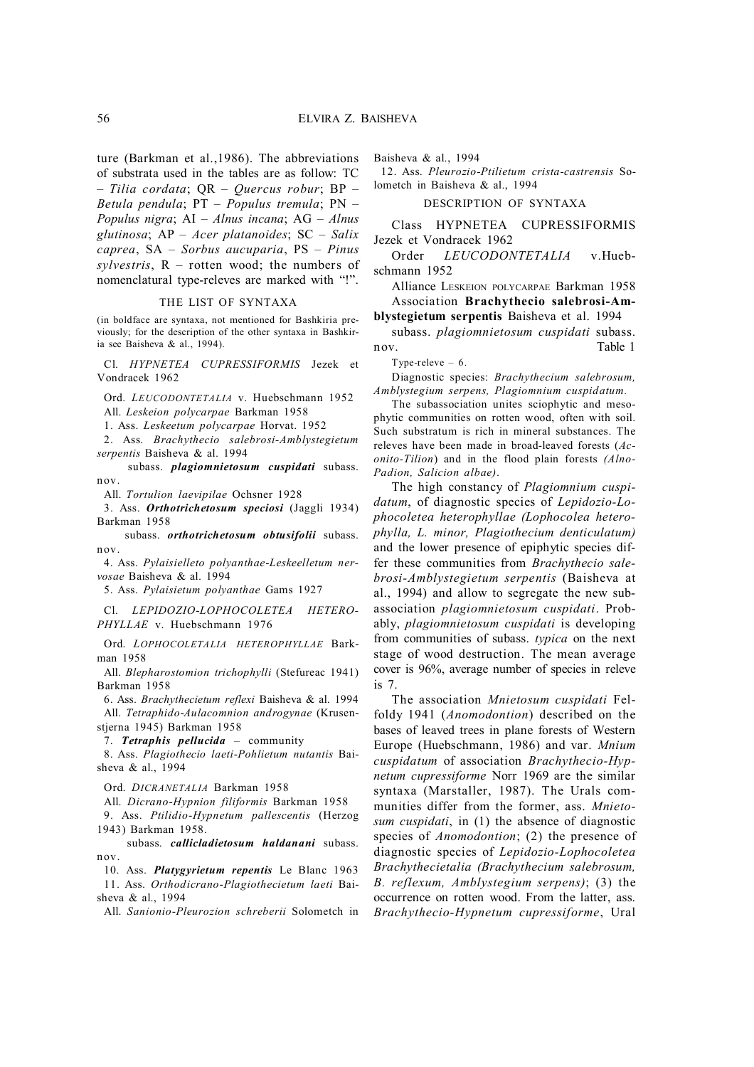ture (Barkman et al.,1986). The abbreviations of substrata used in the tables are as follow: TC – *Tilia cordata*; QR – *Quercus robur*; BP – *Betula pendula*; PT – *Populus tremula*; PN – *Populus nigra*; AI – *Alnus incana*; AG – *Alnus glutinosa*; AP – *Acer platanoides*; SC – *Salix caprea*, SA – *Sorbus aucuparia*, PS – *Pinus sylvestris*, R – rotten wood; the numbers of nomenclatural type-releves are marked with "!".

## THE LIST OF SYNTAXA

(in boldface are syntaxa, not mentioned for Bashkiria previously; for the description of the other syntaxa in Bashkiria see Baisheva & al., 1994).

Cl. *HYPNETEA CUPRESSIFORMIS* Jezek et Vondracek 1962

Ord. *LEUCODONTETALIA* v. Huebschmann 1952

All. *Leskeion polycarpae* Barkman 1958

1. Ass. *Leskeetum polycarpae* Horvat. 1952

2. Ass. *Brachythecio salebrosi-Amblystegietum serpentis* Baisheva & al. 1994

subass. ***plagiomnietosum cuspidati*** subass. nov.

All. *Tortulion laevipilae* Ochsner 1928

3. Ass. ***Orthotrichetosum speciosi*** (Jaggli 1934) Barkman 1958

subass. ***orthotrichetosum obtusifolii*** subass. nov.

4. Ass. *Pylaisielleto polyanthae-Leskeelletum nervosae* Baisheva & al. 1994

5. Ass. *Pylaisietum polyanthae* Gams 1927

Cl. *LEPIDOZIO-LOPHOCOLETEA HETEROPHYLLAE* v. Huebschmann 1976

Ord. *LOPHOCOLETALIA HETEROPHYLLAE* Barkman 1958

All. *Blepharostomion trichophylli* (Stefureac 1941) Barkman 1958

6. Ass. *Brachythecietum reflexi* Baisheva & al. 1994

All. *Tetraphido-Aulacomnion androgynae* (Krusenstjerna 1945) Barkman 1958

7. ***Tetraphis pellucida*** – community

8. Ass. *Plagiothecio laeti-Pohlietum nutantis* Baisheva & al., 1994

Ord. *DICRANETALIA* Barkman 1958

All. *Dicrano-Hypnion filiformis* Barkman 1958

9. Ass. *Ptilidio-Hypnetum pallescentis* (Herzog 1943) Barkman 1958.

subass. ***callicladietosum haldanani*** subass. nov.

10. Ass. ***Platygyrietum repentis*** Le Blanc 1963

11. Ass. *Orthodicrano-Plagiothecietum laeti* Baisheva & al., 1994

All. *Sanionio-Pleurozion schreberii* Solometch in Baisheva & al., 1994

12. Ass. *Pleurozio-Ptilietum crista-castrensis* Solometch in Baisheva & al., 1994

## DESCRIPTION OF SYNTAXA

Class HYPNETEA CUPRESSIFORMIS Jezek et Vondracek 1962

Order *LEUCODONTETALIA* v.Huebschmann 1952

Alliance LESKEION POLYCARPAE Barkman 1958

Association **Brachythecio salebrosi-Amblystegietum serpentis** Baisheva et al. 1994

subass. *plagiomnietosum cuspidati* subass. nov. Table 1

Type-releve – 6.

Diagnostic species: *Brachythecium salebrosum, Amblystegium serpens, Plagiomnium cuspidatum.*

The subassociation unites sciophytic and mesophytic communities on rotten wood, often with soil. Such substratum is rich in mineral substances. The releves have been made in broad-leaved forests (*Aconito-Tilion*) and in the flood plain forests *(Alno-Padion, Salicion albae)*.

The high constancy of *Plagiomnium cuspidatum*, of diagnostic species of *Lepidozio-Lophocoletea heterophyllae (Lophocolea heterophylla, L. minor, Plagiothecium denticulatum)* and the lower presence of epiphytic species differ these communities from *Brachythecio salebrosi-Amblystegietum serpentis* (Baisheva at al., 1994) and allow to segregate the new subassociation *plagiomnietosum cuspidati*. Probably, *plagiomnietosum cuspidati* is developing from communities of subass. *typica* on the next stage of wood destruction. The mean average cover is 96%, average number of species in releve is 7.

The association *Mnietosum cuspidati* Felfoldy 1941 (*Anomodontion*) described on the bases of leaved trees in plane forests of Western Europe (Huebschmann, 1986) and var. *Mnium cuspidatum* of association *Brachythecio-Hypnetum cupressiforme* Norr 1969 are the similar syntaxa (Marstaller, 1987). The Urals communities differ from the former, ass. *Mnietosum cuspidati*, in (1) the absence of diagnostic species of *Anomodontion*; (2) the presence of diagnostic species of *Lepidozio-Lophocoletea Brachythecietalia (Brachythecium salebrosum, B. reflexum, Amblystegium serpens)*; (3) the occurrence on rotten wood. From the latter, ass. *Brachythecio-Hypnetum cupressiforme*, Ural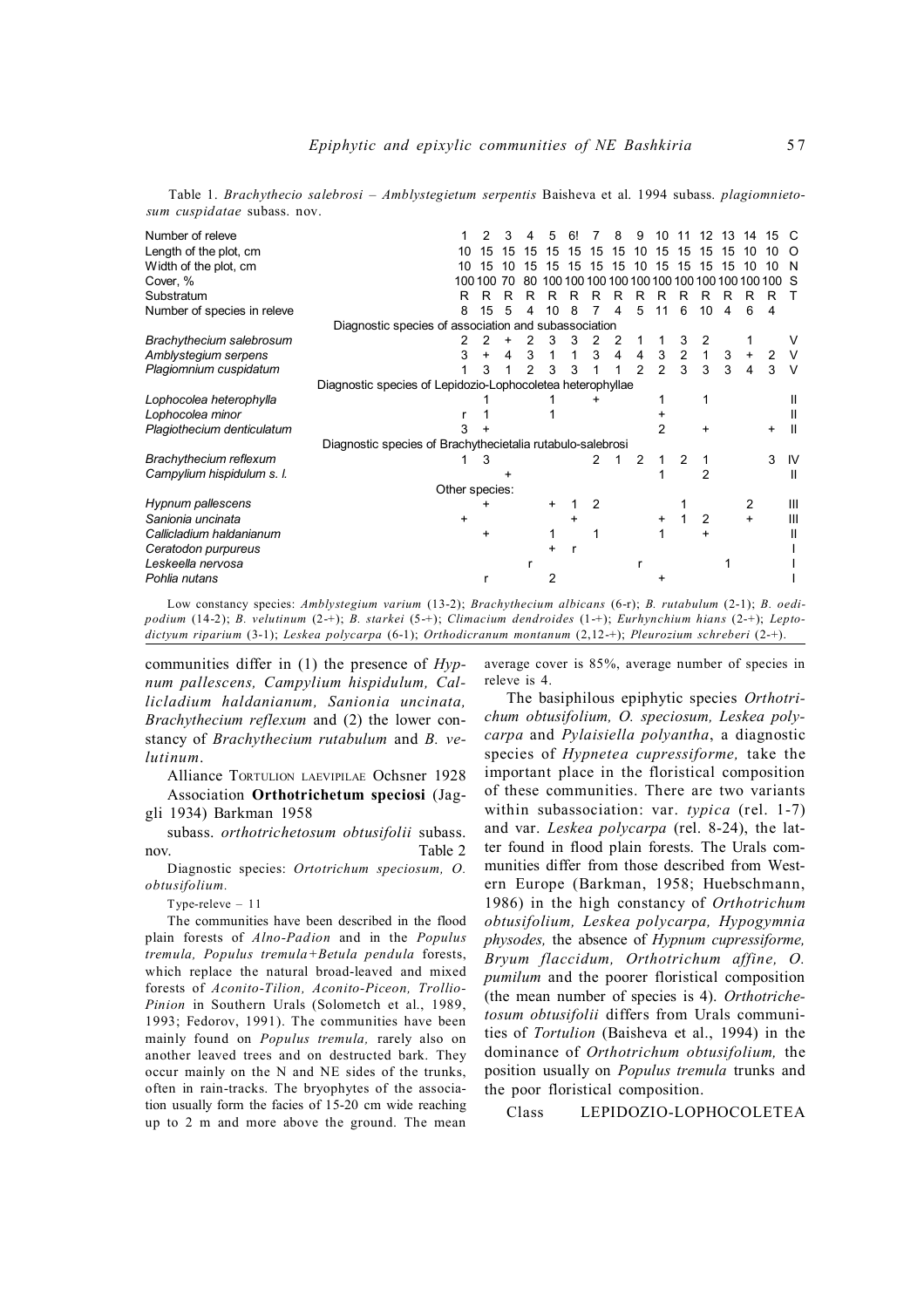Table 1. *Brachythecio salebrosi – Amblystegietum serpentis* Baisheva et al. 1994 subass. *plagiomnietosum cuspidatae* subass. nov.

| Number of releve | 1 | 2 | 3 | 4 | 5 | 6! | 7 | 8 | 9 | 10 | 11 | 12 | 13 | 14 | 15 | C |
|---|---|---|---|---|---|---|---|---|---|---|---|---|---|---|---|---|
| Length of the plot, cm | 10 | 15 | 15 | 15 | 15 | 15 | 15 | 15 | 10 | 15 | 15 | 15 | 15 | 10 | 10 | O |
| Width of the plot, cm | 10 | 15 | 10 | 15 | 15 | 15 | 15 | 15 | 10 | 15 | 15 | 15 | 15 | 10 | 10 | N |
| Cover, % | 100 | 100 | 70 | 80 | 100 | 100 | 100 | 100 | 100 | 100 | 100 | 100 | 100 | 100 | 100 | S |
| Substratum | R | R | R | R | R | R | R | R | R | R | R | R | R | R | R | T |
| Number of species in releve | 8 | 15 | 5 | 4 | 10 | 8 | 7 | 4 | 5 | 11 | 6 | 10 | 4 | 6 | 4 | |
| Diagnostic species of association and subassociation | | | | | | | | | | | | | | | | |
| *Brachythecium salebrosum* | 2 | 2 | + | 2 | 3 | 3 | 2 | 2 | 1 | 1 | 3 | 2 | | 1 | | V |
| *Amblystegium serpens* | 3 | + | 4 | 3 | 1 | 1 | 3 | 4 | 4 | 3 | 2 | 1 | 3 | + | 2 | V |
| *Plagiomnium cuspidatum* | 1 | 3 | 1 | 2 | 3 | 3 | 1 | 1 | 2 | 2 | 3 | 3 | 3 | 4 | 3 | V |
| Diagnostic species of Lepidozio-Lophocoletea heterophyllae | | | | | | | | | | | | | | | | |
| *Lophocolea heterophylla* | | | | | 1 | | + | | | 1 | | 1 | | | | II |
| *Lophocolea minor* | r | 1 | | | 1 | | | | | + | | | | | | II |
| *Plagiothecium denticulatum* | 3 | + | | | | | | | | 2 | | + | | | + | II |
| Diagnostic species of Brachythecietalia rutabulo-salebrosi | | | | | | | | | | | | | | | | |
| *Brachythecium reflexum* | 1 | 3 | | | | | 2 | 1 | 2 | 1 | 2 | 1 | | | 3 | IV |
| *Campylium hispidulum s. l.* | | | + | | | | | | | 1 | | 2 | | | | II |
| Other species: | | | | | | | | | | | | | | | | |
| *Hypnum pallescens* | | + | | | + | 1 | 2 | | | | 1 | | | 2 | | III |
| *Sanionia uncinata* | + | | | | | + | | | | + | 1 | 2 | | + | | III |
| *Callicladium haldanianum* | | + | | | 1 | | 1 | | | 1 | | + | | | | II |
| *Ceratodon purpureus* | | | | | + | r | | | | | | | | | | I |
| *Leskeella nervosa* | | | | r | | | | | r | | | | 1 | | | I |
| *Pohlia nutans* | | r | | | 2 | | | | | + | | | | | | I |

Low constancy species: *Amblystegium varium* (13-2); *Brachythecium albicans* (6-r); *B. rutabulum* (2-1); *B. oedipodium* (14-2); *B. velutinum* (2-+); *B. starkei* (5-+); *Climacium dendroides* (1-+); *Eurhynchium hians* (2-+); *Leptodictyum riparium* (3-1); *Leskea polycarpa* (6-1); *Orthodicranum montanum* (2,12-+); *Pleurozium schreberi* (2-+).

communities differ in (1) the presence of *Hypnum pallescens, Campylium hispidulum, Callicladium haldanianum, Sanionia uncinata, Brachythecium reflexum* and (2) the lower constancy of *Brachythecium rutabulum* and *B. velutinum*.

Alliance TORTULION LAEVIPILAE Ochsner 1928

Association **Orthotrichetum speciosi** (Jaggli 1934) Barkman 1958

subass. *orthotrichetosum obtusifolii* subass. nov. Table 2

Diagnostic species: *Ortotrichum speciosum, O. obtusifolium.*

Type-releve – 11

The communities have been described in the flood plain forests of *Alno-Padion* and in the *Populus tremula, Populus tremula+Betula pendula* forests, which replace the natural broad-leaved and mixed forests of *Aconito-Tilion, Aconito-Piceon, Trollio-Pinion* in Southern Urals (Solometch et al., 1989, 1993; Fedorov, 1991). The communities have been mainly found on *Populus tremula,* rarely also on another leaved trees and on destructed bark. They occur mainly on the N and NE sides of the trunks, often in rain-tracks. The bryophytes of the association usually form the facies of 15-20 cm wide reaching up to 2 m and more above the ground. The mean average cover is 85%, average number of species in releve is 4.

The basiphilous epiphytic species *Orthotrichum obtusifolium, O. speciosum, Leskea polycarpa* and *Pylaisiella polyantha*, a diagnostic species of *Hypnetea cupressiforme,* take the important place in the floristical composition of these communities. There are two variants within subassociation: var. *typica* (rel. 1-7) and var. *Leskea polycarpa* (rel. 8-24), the latter found in flood plain forests. The Urals communities differ from those described from Western Europe (Barkman, 1958; Huebschmann, 1986) in the high constancy of *Orthotrichum obtusifolium, Leskea polycarpa, Hypogymnia physodes,* the absence of *Hypnum cupressiforme, Bryum flaccidum, Orthotrichum affine, O. pumilum* and the poorer floristical composition (the mean number of species is 4). *Orthotrichetosum obtusifolii* differs from Urals communities of *Tortulion* (Baisheva et al., 1994) in the dominance of *Orthotrichum obtusifolium,* the position usually on *Populus tremula* trunks and the poor floristical composition.

Class LEPIDOZIO-LOPHOCOLETEA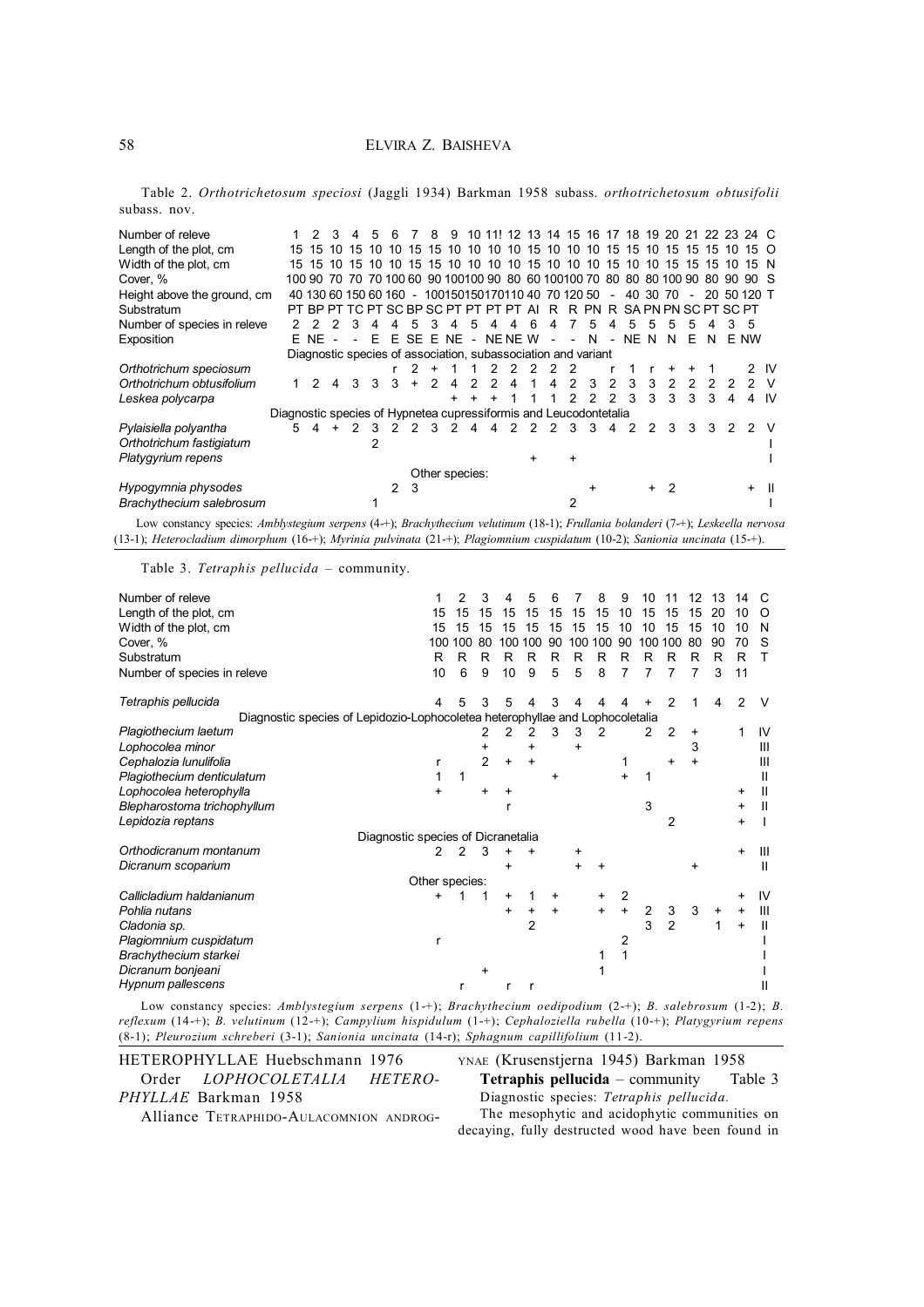Table 2. *Orthotrichetosum speciosi* (Jaggli 1934) Barkman 1958 subass. *orthotrichetosum obtusifolii* subass. nov.

| Number of releve | 1 | 2 | 3 | 4 | 5 | 6 | 7 | 8 | 9 | 10 | 11! | 12 | 13 | 14 | 15 | 16 | 17 | 18 | 19 | 20 | 21 | 22 | 23 | 24 | C |
|---|---|---|---|---|---|---|---|---|---|---|---|---|---|---|---|---|---|---|---|---|---|---|---|---|---|
| Length of the plot, cm | 15 | 15 | 10 | 15 | 10 | 10 | 15 | 15 | 10 | 10 | 10 | 10 | 15 | 10 | 10 | 10 | 15 | 15 | 10 | 15 | 15 | 15 | 10 | 15 | O |
| Width of the plot, cm | 15 | 15 | 10 | 15 | 10 | 10 | 15 | 15 | 10 | 10 | 10 | 10 | 15 | 10 | 10 | 10 | 15 | 10 | 10 | 15 | 15 | 15 | 10 | 15 | N |
| Cover, % | 100 | 90 | 70 | 70 | 70 | 100 | 60 | 90 | 100 | 100 | 90 | 80 | 60 | 100 | 100 | 70 | 80 | 80 | 80 | 100 | 90 | 80 | 90 | 90 | S |
| Height above the ground, cm | 40 | 130 | 60 | 150 | 60 | 160 | - | 100 | 150 | 150 | 170 | 110 | 40 | 70 | 120 | 50 | - | 40 | 30 | 70 | - | 20 | 50 | 120 | T |
| Substratum | PT | BP | PT | TC | PT | SC | BP | SC | PT | PT | PT | PT | AI | R | R | PN | R | SA | PN | PN | SC | PT | SC | PT | |
| Number of species in releve | 2 | 2 | 2 | 3 | 4 | 4 | 5 | 3 | 4 | 5 | 4 | 4 | 6 | 4 | 7 | 5 | 4 | 5 | 5 | 5 | 5 | 4 | 3 | 5 | |
| Exposition | E | NE | - | - | E | E | SE | E | NE | - | NE | NE | W | - | - | N | - | NE | N | N | E | N | E | NW | |
| Diagnostic species of association, subassociation and variant | | | | | | | | | | | | | | | | | | | | | | | | | |
| *Orthotrichum speciosum* | | | | | | | r | 2 | + | 1 | 1 | 2 | 2 | 2 | 2 | 2 | | r | 1 | r | + | + | 1 | 2 | IV |
| *Orthotrichum obtusifolium* | 1 | 2 | 4 | 3 | 3 | 3 | + | 2 | 4 | 2 | 2 | 4 | 1 | 4 | 2 | 3 | 2 | 3 | 3 | 2 | 2 | 2 | 2 | 2 | V |
| *Leskea polycarpa* | | | | | | | | | + | + | + | 1 | 1 | 1 | 2 | 2 | 2 | 3 | 3 | 3 | 3 | 3 | 4 | 4 | IV |
| Diagnostic species of Hypnetea cupressiformis and Leucodontetalia | | | | | | | | | | | | | | | | | | | | | | | | | |
| *Pylaisiella polyantha* | 5 | 4 | + | 2 | 3 | 2 | 2 | 3 | 2 | 4 | 4 | 2 | 2 | 2 | 3 | 3 | 4 | 2 | 2 | 3 | 3 | 3 | 2 | 2 | V |
| *Orthotrichum fastigiatum* | | | | | | 2 | | | | | | | | | | | | | | | | | | | I |
| *Platygyrium repens* | | | | | | | | | | | | | + | | + | | | | | | | | | | I |
| Other species: | | | | | | | | | | | | | | | | | | | | | | | | | |
| *Hypogymnia physodes* | | | | | | | 2 | 3 | | | | | | | | + | | | + | 2 | | | | + | II |
| *Brachythecium salebrosum* | | | | | | 1 | | | | | | | | | 2 | | | | | | | | | | I |

Low constancy species: *Amblystegium serpens* (4-+); *Brachythecium velutinum* (18-1); *Frullania bolanderi* (7-+); *Leskeella nervosa* (13-1); *Heterocladium dimorphum* (16-+); *Myrinia pulvinata* (21-+); *Plagiomnium cuspidatum* (10-2); *Sanionia uncinata* (15-+).

Table 3. *Tetraphis pellucida* – community.

| Number of releve | 1 | 2 | 3 | 4 | 5 | 6 | 7 | 8 | 9 | 10 | 11 | 12 | 13 | 14 | C |
|---|---|---|---|---|---|---|---|---|---|---|---|---|---|---|---|
| Length of the plot, cm | 15 | 15 | 15 | 15 | 15 | 15 | 15 | 15 | 10 | 15 | 15 | 15 | 20 | 10 | O |
| Width of the plot, cm | 15 | 15 | 15 | 15 | 15 | 15 | 15 | 15 | 10 | 10 | 15 | 15 | 10 | 10 | N |
| Cover, % | 100 | 100 | 80 | 100 | 100 | 90 | 100 | 100 | 90 | 100 | 100 | 80 | 90 | 70 | S |
| Substratum | R | R | R | R | R | R | R | R | R | R | R | R | R | R | T |
| Number of species in releve | 10 | 6 | 9 | 10 | 9 | 5 | 5 | 8 | 7 | 7 | 7 | 7 | 3 | 11 | |
| *Tetraphis pellucida* | 4 | 5 | 3 | 5 | 4 | 3 | 4 | 4 | 4 | + | 2 | 1 | 4 | 2 | V |
| Diagnostic species of Lepidozio-Lophocoletea heterophyllae and Lophocoletalia | | | | | | | | | | | | | | | |
| *Plagiothecium laetum* | | | 2 | 2 | 2 | 3 | 3 | 2 | | 2 | 2 | + | | 1 | IV |
| *Lophocolea minor* | | | + | | + | | + | | | | | 3 | | | III |
| *Cephalozia lunulifolia* | r | | 2 | + | + | | | | 1 | | + | + | | | III |
| *Plagiothecium denticulatum* | 1 | 1 | | | | + | | | + | 1 | | | | | II |
| *Lophocolea heterophylla* | + | | + | + | | | | | | | | | | + | II |
| *Blepharostoma trichophyllum* | | | | r | | | | | | 3 | | | | + | II |
| *Lepidozia reptans* | | | | | | | | | | | 2 | | | + | I |
| Diagnostic species of Dicranetalia | | | | | | | | | | | | | | | |
| *Orthodicranum montanum* | 2 | 2 | 3 | + | + | | + | | | | | | | + | III |
| *Dicranum scoparium* | | | | + | | | + | + | | | | + | | | II |
| Other species: | | | | | | | | | | | | | | | |
| *Callicladium haldanianum* | + | 1 | 1 | + | 1 | + | | + | 2 | | | | | + | IV |
| *Pohlia nutans* | | | | + | + | + | | + | + | 2 | 3 | 3 | + | + | III |
| *Cladonia sp.* | | | | | 2 | | | | | 3 | 2 | | 1 | + | II |
| *Plagiomnium cuspidatum* | r | | | | | | | | 2 | | | | | | I |
| *Brachythecium starkei* | | | | | | | | 1 | 1 | | | | | | I |
| *Dicranum bonjeani* | | | + | | | | | 1 | | | | | | | I |
| *Hypnum pallescens* | | r | | r | r | | | | | | | | | | II |

Low constancy species: *Amblystegium serpens* (1-+); *Brachythecium oedipodium* (2-+); *B. salebrosum* (1-2); *B. reflexum* (14-+); *B. velutinum* (12-+); *Campylium hispidulum* (1-+); *Cephaloziella rubella* (10-+); *Platygyrium repens* (8-1); *Pleurozium schreberi* (3-1); *Sanionia uncinata* (14-r); *Sphagnum capillifolium* (11-2).

HETEROPHYLLAE Huebschmann 1976

Order *LOPHOCOLETALIA HETEROPHYLLAE* Barkman 1958

Alliance TETRAPHIDO-AULACOMNION ANDROGYNAE (Krusenstjerna 1945) Barkman 1958

**Tetraphis pellucida** – community Table 3

Diagnostic species: *Tetraphis pellucida*.

The mesophytic and acidophytic communities on decaying, fully destructed wood have been found in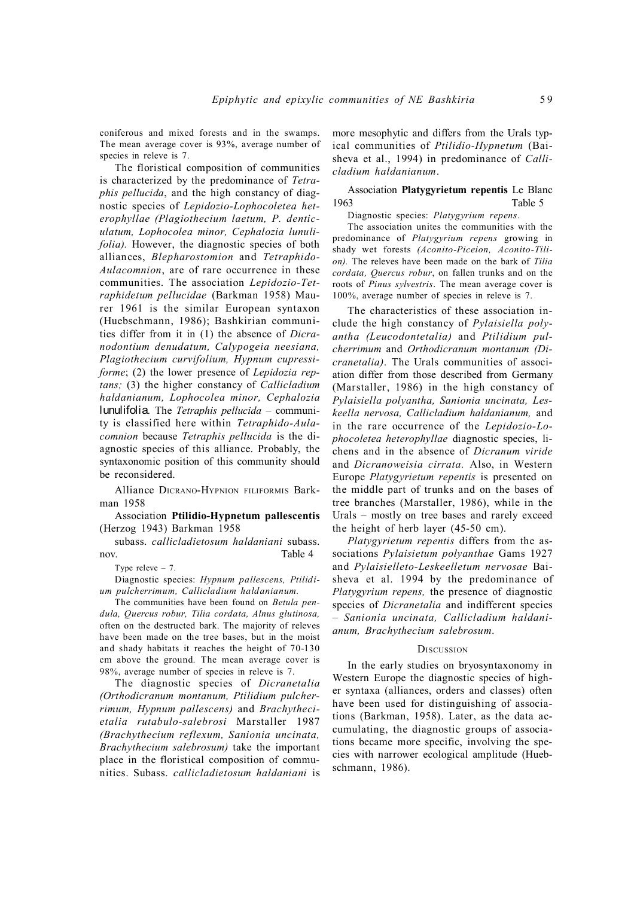coniferous and mixed forests and in the swamps. The mean average cover is 93%, average number of species in releve is 7.

The floristical composition of communities is characterized by the predominance of *Tetraphis pellucida*, and the high constancy of diagnostic species of *Lepidozio-Lophocoletea heterophyllae (Plagiothecium laetum, P. denticulatum, Lophocolea minor, Cephalozia lunulifolia).* However, the diagnostic species of both alliances, *Blepharostomion* and *Tetraphido-Aulacomnion*, are of rare occurrence in these communities. The association *Lepidozio-Tetraphidetum pellucidae* (Barkman 1958) Maurer 1961 is the similar European syntaxon (Huebschmann, 1986); Bashkirian communities differ from it in (1) the absence of *Dicranodontium denudatum, Calypogeia neesiana, Plagiothecium curvifolium, Hypnum cupressiforme*; (2) the lower presence of *Lepidozia reptans;* (3) the higher constancy of *Callicladium haldanianum, Lophocolea minor, Cephalozia lunulifolia*. The *Tetraphis pellucida* – community is classified here within *Tetraphido-Aulacomnion* because *Tetraphis pellucida* is the diagnostic species of this alliance. Probably, the syntaxonomic position of this community should be reconsidered.

Alliance DICRANO-HYPNION FILIFORMIS Barkman 1958

Association **Ptilidio-Hypnetum pallescentis** (Herzog 1943) Barkman 1958

subass. *callicladietosum haldaniani* subass. nov. Table 4

Type releve – 7.

Diagnostic species: *Hypnum pallescens, Ptilidium pulcherrimum, Callicladium haldanianum.*

The communities have been found on *Betula pendula, Quercus robur, Tilia cordata, Alnus glutinosa,* often on the destructed bark. The majority of releves have been made on the tree bases, but in the moist and shady habitats it reaches the height of 70-130 cm above the ground. The mean average cover is 98%, average number of species in releve is 7.

The diagnostic species of *Dicranetalia (Orthodicranum montanum, Ptilidium pulcherrimum, Hypnum pallescens)* and *Brachythecietalia rutabulo-salebrosi* Marstaller 1987 *(Brachythecium reflexum, Sanionia uncinata, Brachythecium salebrosum)* take the important place in the floristical composition of communities. Subass. *callicladietosum haldaniani* is more mesophytic and differs from the Urals typical communities of *Ptilidio-Hypnetum* (Baisheva et al., 1994) in predominance of *Callicladium haldanianum*.

Association **Platygyrietum repentis** Le Blanc 1963 Table 5

Diagnostic species: *Platygyrium repens*.

The association unites the communities with the predominance of *Platygyrium repens* growing in shady wet forests *(Aconito-Piceion, Aconito-Tilion).* The releves have been made on the bark of *Tilia cordata, Quercus robur*, on fallen trunks and on the roots of *Pinus sylvestris*. The mean average cover is 100%, average number of species in releve is 7.

The characteristics of these association include the high constancy of *Pylaisiella polyantha (Leucodontetalia)* and *Ptilidium pulcherrimum* and *Orthodicranum montanum (Dicranetalia)*. The Urals communities of association differ from those described from Germany (Marstaller, 1986) in the high constancy of *Pylaisiella polyantha, Sanionia uncinata, Leskeella nervosa, Callicladium haldanianum,* and in the rare occurrence of the *Lepidozio-Lophocoletea heterophyllae* diagnostic species, lichens and in the absence of *Dicranum viride* and *Dicranoweisia cirrata*. Also, in Western Europe *Platygyrietum repentis* is presented on the middle part of trunks and on the bases of tree branches (Marstaller, 1986), while in the Urals – mostly on tree bases and rarely exceed the height of herb layer (45-50 cm).

*Platygyrietum repentis* differs from the associations *Pylaisietum polyanthae* Gams 1927 and *Pylaisielleto-Leskeelletum nervosae* Baisheva et al. 1994 by the predominance of *Platygyrium repens,* the presence of diagnostic species of *Dicranetalia* and indifferent species – *Sanionia uncinata, Callicladium haldanianum, Brachythecium salebrosum*.

## DISCUSSION

In the early studies on bryosyntaxonomy in Western Europe the diagnostic species of higher syntaxa (alliances, orders and classes) often have been used for distinguishing of associations (Barkman, 1958). Later, as the data accumulating, the diagnostic groups of associations became more specific, involving the species with narrower ecological amplitude (Huebschmann, 1986).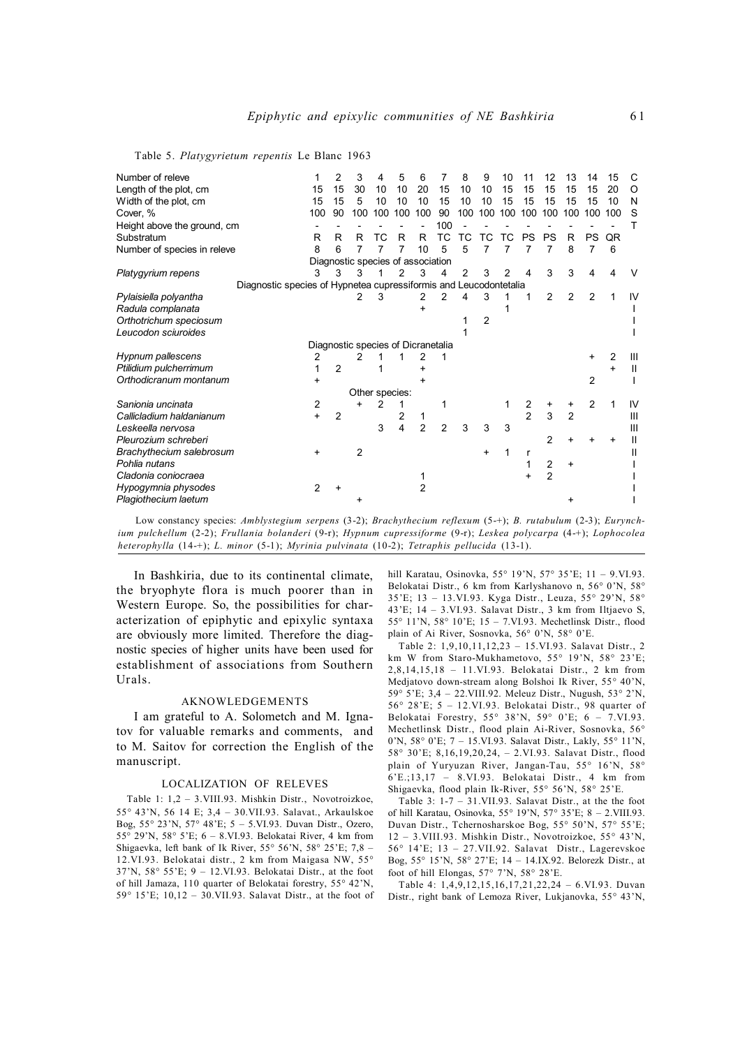Table 5. *Platygyrietum repentis* Le Blanc 1963

| Number of releve | 1 | 2 | 3 | 4 | 5 | 6 | 7 | 8 | 9 | 10 | 11 | 12 | 13 | 14 | 15 | CONST |
|---|---|---|---|---|---|---|---|---|---|---|---|---|---|---|---|---|
| Length of the plot, cm | 15 | 15 | 30 | 10 | 10 | 20 | 15 | 10 | 10 | 15 | 15 | 15 | 15 | 15 | 20 | |
| Width of the plot, cm | 15 | 15 | 5 | 10 | 10 | 10 | 15 | 10 | 10 | 15 | 15 | 15 | 15 | 15 | 10 | |
| Cover, % | 100 | 90 | 100 | 100 | 100 | 100 | 90 | 100 | 100 | 100 | 100 | 100 | 100 | 100 | 100 | |
| Height above the ground, cm | - | - | - | - | - | - | 100 | - | - | - | - | - | - | - | - | |
| Substratum | R | R | R | TC | R | R | TC | TC | TC | TC | PS | PS | R | PS | QR | |
| Number of species in releve | 8 | 6 | 7 | 7 | 7 | 10 | 5 | 5 | 7 | 7 | 7 | 7 | 8 | 7 | 6 | |
| Diagnostic species of association | | | | | | | | | | | | | | | | |
| *Platygyrium repens* | 3 | 3 | 3 | 1 | 2 | 3 | 4 | 2 | 3 | 2 | 4 | 3 | 3 | 4 | 4 | V |
| Diagnostic species of Hypnetea cupressiformis and Leucodontetalia | | | | | | | | | | | | | | | | |
| *Pylaisiella polyantha* | | | 2 | 3 | | 2 | 2 | 4 | 3 | 1 | 1 | 2 | 2 | 2 | 1 | IV |
| *Radula complanata* | | | | | | + | | | | 1 | | | | | | I |
| *Orthotrichum speciosum* | | | | | | | | 1 | 2 | | | | | | | I |
| *Leucodon sciuroides* | | | | | | | | 1 | | | | | | | | I |
| Diagnostic species of Dicranetalia | | | | | | | | | | | | | | | | |
| *Hypnum pallescens* | 2 | | 2 | 1 | 1 | 2 | 1 | | | | | | | + | 2 | III |
| *Ptilidium pulcherrimum* | 1 | 2 | | 1 | | + | | | | | | | | | + | II |
| *Orthodicranum montanum* | + | | | | | + | | | | | | | | 2 | | I |
| Other species: | | | | | | | | | | | | | | | | |
| *Sanionia uncinata* | 2 | | + | 2 | 1 | | 1 | | | 1 | 2 | + | + | 2 | 1 | IV |
| *Callicladium haldanianum* | + | 2 | | | 2 | 1 | | | | | 2 | 3 | 2 | | | III |
| *Leskeella nervosa* | | | | 3 | 4 | 2 | 2 | 3 | 3 | 3 | | | | | | III |
| *Pleurozium schreberi* | | | | | | | | | | | | 2 | + | + | + | II |
| *Brachythecium salebrosum* | + | | 2 | | | | | | + | 1 | r | | | | | II |
| *Pohlia nutans* | | | | | | | | | | | 1 | 2 | + | | | I |
| *Cladonia coniocraea* | | | | | | 1 | | | | | + | 2 | | | | I |
| *Hypogymnia physodes* | 2 | + | | | | 2 | | | | | | | | | | I |
| *Plagiothecium laetum* | | | + | | | | | | | | | | + | | | I |

Low constancy species: *Amblystegium serpens* (3-2); *Brachythecium reflexum* (5-+); *B. rutabulum* (2-3); *Eurynchium pulchellum* (2-2); *Frullania bolanderi* (9-r); *Hypnum cupressiforme* (9-r); *Leskea polycarpa* (4-+); *Lophocolea heterophylla* (14-+); *L. minor* (5-1); *Myrinia pulvinata* (10-2); *Tetraphis pellucida* (13-1).

In Bashkiria, due to its continental climate, the bryophyte flora is much poorer than in Western Europe. So, the possibilities for characterization of epiphytic and epixylic syntaxa are obviously more limited. Therefore the diagnostic species of higher units have been used for establishment of associations from Southern Urals.

## AKNOWLEDGEMENTS

I am grateful to A. Solometch and M. Ignatov for valuable remarks and comments, and to M. Saitov for correction the English of the manuscript.

## LOCALIZATION OF RELEVES

Table 1: 1,2 – 3.VIII.93. Mishkin Distr., Novotroizkoe, 55° 43'N, 56 14 E; 3,4 – 30.VII.93. Salavat., Arkaulskoe Bog, 55° 23'N, 57° 48'E; 5 – 5.VI.93. Duvan Distr., Ozero, 55° 29'N, 58° 5'E; 6 – 8.VI.93. Belokatai River, 4 km from Shigaevka, left bank of Ik River, 55° 56'N, 58° 25'E; 7,8 – 12.VI.93. Belokatai distr., 2 km from Maigasa NW, 55° 37'N, 58° 55'E; 9 – 12.VI.93. Belokatai Distr., at the foot of hill Jamaza, 110 quarter of Belokatai forestry, 55° 42'N, 59° 15'E; 10,12 – 30.VII.93. Salavat Distr., at the foot of hill Karatau, Osinovka, 55° 19'N, 57° 35'E; 11 – 9.VI.93. Belokatai Distr., 6 km from Karlyshanovo n, 56° 0'N, 58° 35'E; 13 – 13.VI.93. Kyga Distr., Leuza, 55° 29'N, 58° 43'E; 14 – 3.VI.93. Salavat Distr., 3 km from Iltjaevo S, 55° 11'N, 58° 10'E; 15 – 7.VI.93. Mechetlinsk Distr., flood plain of Ai River, Sosnovka, 56° 0'N, 58° 0'E.

Table 2: 1,9,10,11,12,23 – 15.VI.93. Salavat Distr., 2 km W from Staro-Mukhametovo, 55° 19'N, 58° 23'E; 2,8,14,15,18 – 11.VI.93. Belokatai Distr., 2 km from Medjatovo down-stream along Bolshoi Ik River, 55° 40'N, 59° 5'E; 3,4 – 22.VIII.92. Meleuz Distr., Nugush, 53° 2'N, 56° 28'E; 5 – 12.VI.93. Belokatai Distr., 98 quarter of Belokatai Forestry, 55° 38'N, 59° 0'E; 6 – 7.VI.93. Mechetlinsk Distr., flood plain Ai-River, Sosnovka, 56° 0'N, 58° 0'E; 7 – 15.VI.93. Salavat Distr., Lakly, 55° 11'N, 58° 30'E; 8,16,19,20,24, – 2.VI.93. Salavat Distr., flood plain of Yuryuzan River, Jangan-Tau, 55° 16'N, 58° 6'E.;13,17 – 8.VI.93. Belokatai Distr., 4 km from Shigaevka, flood plain Ik-River, 55° 56'N, 58° 25'E.

Table 3: 1-7 – 31.VII.93. Salavat Distr., at the the foot of hill Karatau, Osinovka, 55° 19'N, 57° 35'E; 8 – 2.VIII.93. Duvan Distr., Tchernosharskoe Bog, 55° 50'N, 57° 55'E; 12 – 3.VIII.93. Mishkin Distr., Novotroizkoe, 55° 43'N, 56° 14'E; 13 – 27.VII.92. Salavat Distr., Lagerevskoe Bog, 55° 15'N, 58° 27'E; 14 – 14.IX.92. Belorezk Distr., at foot of hill Elongas, 57° 7'N, 58° 28'E.

Table 4: 1,4,9,12,15,16,17,21,22,24 – 6.VI.93. Duvan Distr., right bank of Lemoza River, Lukjanovka, 55° 43'N,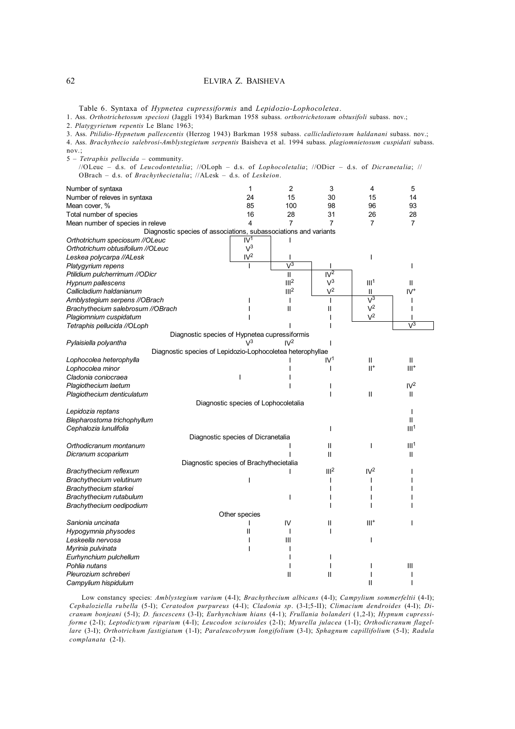Table 6. Syntaxa of *Hypnetea cupressiformis* and *Lepidozio-Lophocoletea*.

1. Ass. *Orthotrichetosum speciosi* (Jaggli 1934) Barkman 1958 subass. *orthotrichetosum obtusifoli* subass. nov.;
2. *Platygyrietum repentis* Le Blanc 1963;
3. Ass. *Ptilidio-Hypnetum pallescentis* (Herzog 1943) Barkman 1958 subass. *callicladietosum haldanani* subass. nov.;
4. Ass. *Brachythecio salebrosi-Amblystegietum serpentis* Baisheva et al. 1994 subass. *plagiomnietosum cuspidati* subass. nov.;
5 – *Tetraphis pellucida* – community.

//OLeuc – d.s. of *Leucodontetalia*; //OLoph – d.s. of *Lophocoletalia*; //ODicr – d.s. of *Dicranetalia*; //OBrach – d.s. of *Brachythecietalia*; //ALesk – d.s. of *Leskeion*.

| Number of syntaxa | 1 | 2 | 3 | 4 | 5 |
|---|---|---|---|---|---|
| Number of releves in syntaxa | 24 | 15 | 30 | 15 | 14 |
| Mean cover, % | 85 | 100 | 98 | 96 | 93 |
| Total number of species | 16 | 28 | 31 | 26 | 28 |
| Mean number of species in releve | 4 | 7 | 7 | 7 | 7 |
| **Diagnostic species of associations, subassociations and variants** | | | | | |
| *Orthotrichum speciosum //OLeuc* | IV$^1$ | I | | | |
| *Orthotrichum obtusifolium //OLeuc* | V$^3$ | | | | |
| *Leskea polycarpa //ALesk* | IV$^2$ | I | | I | |
| *Platygyrium repens* | I | V$^3$ | I | | I |
| *Ptilidium pulcherrimum //ODicr* | | II | IV$^2$ | | |
| *Hypnum pallescens* | | III$^2$ | V$^3$ | III$^1$ | II |
| *Callicladium haldanianum* | | III$^2$ | V$^2$ | II | IV$^+$ |
| *Amblystegium serpens //OBrach* | I | I | I | V$^3$ | I |
| *Brachythecium salebrosum //OBrach* | I | II | II | V$^2$ | I |
| *Plagiomnium cuspidatum* | I | | I | V$^2$ | I |
| *Tetraphis pellucida //OLoph* | | I | I | | V$^3$ |
| **Diagnostic species of Hypnetea cupressiformis** | | | | | |
| *Pylaisiella polyantha* | V$^3$ | IV$^2$ | I | | |
| **Diagnostic species of Lepidozio-Lophocoletea heterophyllae** | | | | | |
| *Lophocolea heterophylla* | | I | IV$^1$ | II | II |
| *Lophocolea minor* | | I | I | II$^+$ | III$^+$ |
| *Cladonia coniocraea* | I | I | | | |
| *Plagiothecium laetum* | | I | I | | IV$^2$ |
| *Plagiothecium denticulatum* | | | I | II | II |
| **Diagnostic species of Lophocoletalia** | | | | | |
| *Lepidozia reptans* | | | | | I |
| *Blepharostoma trichophyllum* | | | | | II |
| *Cephalozia lunulifolia* | | | I | | III$^1$ |
| **Diagnostic species of Dicranetalia** | | | | | |
| *Orthodicranum montanum* | | I | II | I | III$^1$ |
| *Dicranum scoparium* | | I | II | | II |
| **Diagnostic species of Brachythecietalia** | | | | | |
| *Brachythecium reflexum* | | I | III$^2$ | IV$^2$ | I |
| *Brachythecium velutinum* | I | | I | I | I |
| *Brachythecium starkei* | | | I | I | I |
| *Brachythecium rutabulum* | | I | I | I | I |
| *Brachythecium oedipodium* | | | I | I | I |
| **Other species** | | | | | |
| *Sanionia uncinata* | I | IV | II | III$^+$ | I |
| *Hypogymnia physodes* | II | I | I | | |
| *Leskeella nervosa* | I | III | | I | |
| *Myrinia pulvinata* | I | I | | | |
| *Eurhynchium pulchellum* | | I | I | | |
| *Pohlia nutans* | | I | I | I | III |
| *Pleurozium schreberi* | | II | II | I | I |
| *Campylium hispidulum* | | | | II | I |

Low constancy species: *Amblystegium varium* (4-I); *Brachythecium albicans* (4-I); *Campylium sommerfeltii* (4-I); *Cephaloziella rubella* (5-I); *Ceratodon purpureus* (4-I); *Cladonia sp*. (3-I;5-II); *Climacium dendroides* (4-I); *Dicranum bonjeani* (5-I); *D. fuscescens* (3-I); *Eurhynchium hians* (4-1); *Frullania bolanderi* (1,2-I); *Hypnum cupressiforme* (2-I); *Leptodictyum riparium* (4-I); *Leucodon sciuroides* (2-I); *Myurella julacea* (1-I); *Orthodicranum flagellare* (3-I); *Orthotrichum fastigiatum* (1-I); *Paraleucobryum longifolium* (3-I); *Sphagnum capillifolium* (5-I); *Radula complanata* (2-I).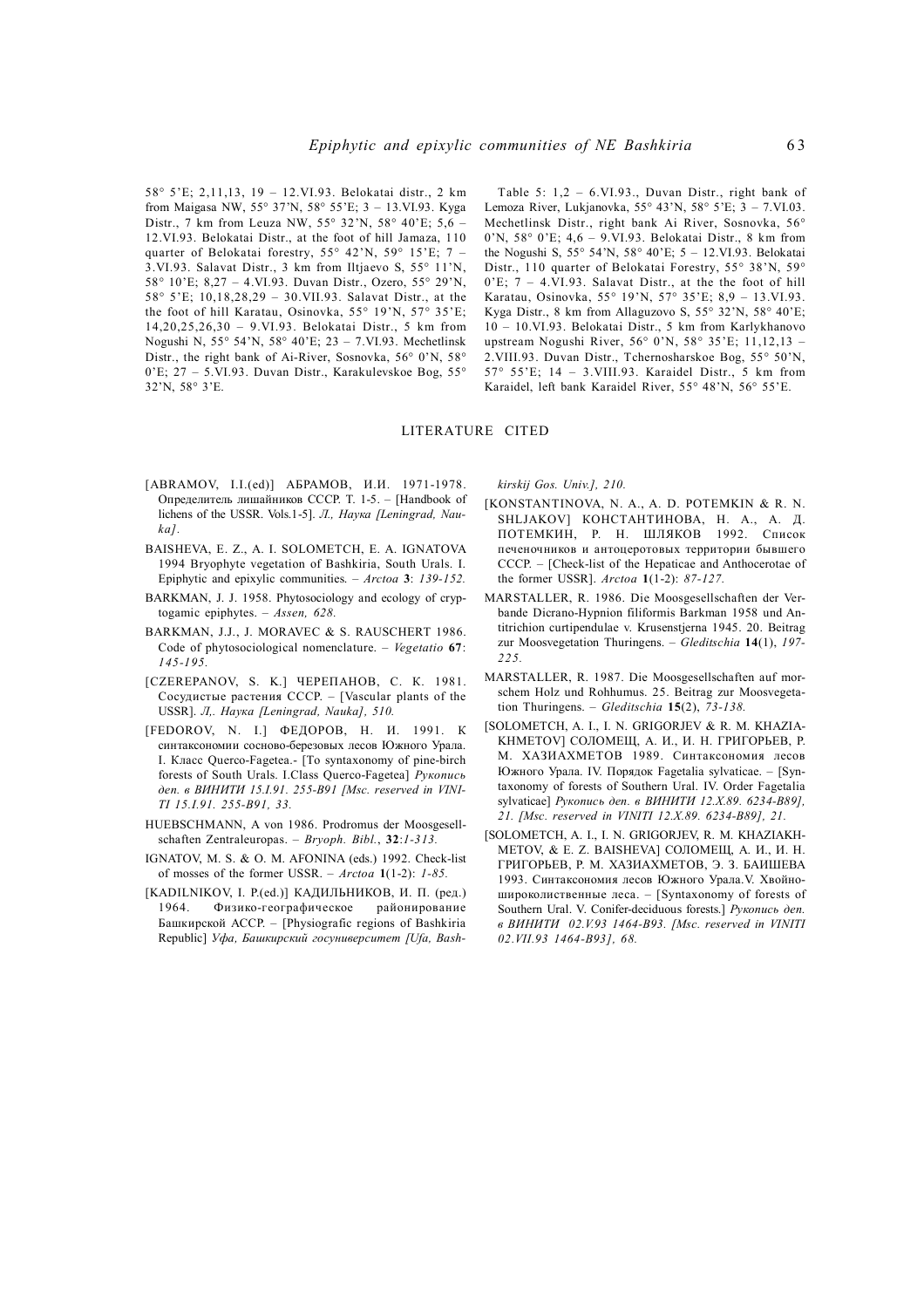58° 5'E; 2,11,13, 19 – 12.VI.93. Belokatai distr., 2 km from Maigasa NW, 55° 37'N, 58° 55'E; 3 – 13.VI.93. Kyga Distr., 7 km from Leuza NW, 55° 32'N, 58° 40'E; 5,6 – 12.VI.93. Belokatai Distr., at the foot of hill Jamaza, 110 quarter of Belokatai forestry, 55° 42'N, 59° 15'E; 7 – 3.VI.93. Salavat Distr., 3 km from Iltjaevo S, 55° 11'N, 58° 10'E; 8,27 – 4.VI.93. Duvan Distr., Ozero, 55° 29'N, 58° 5'E; 10,18,28,29 – 30.VII.93. Salavat Distr., at the the foot of hill Karatau, Osinovka, 55° 19'N, 57° 35'E; 14,20,25,26,30 – 9.VI.93. Belokatai Distr., 5 km from Nogushi N, 55° 54'N, 58° 40'E; 23 – 7.VI.93. Mechetlinsk Distr., the right bank of Ai-River, Sosnovka, 56° 0'N, 58° 0'E; 27 – 5.VI.93. Duvan Distr., Karakulevskoe Bog, 55° 32'N, 58° 3'E.

Table 5: 1,2 – 6.VI.93., Duvan Distr., right bank of Lemoza River, Lukjanovka, 55° 43'N, 58° 5'E; 3 – 7.VI.03. Mechetlinsk Distr., right bank Ai River, Sosnovka, 56° 0'N, 58° 0'E; 4,6 – 9.VI.93. Belokatai Distr., 8 km from the Nogushi S, 55° 54'N, 58° 40'E; 5 – 12.VI.93. Belokatai Distr., 110 quarter of Belokatai Forestry, 55° 38'N, 59° 0'E; 7 – 4.VI.93. Salavat Distr., at the the foot of hill Karatau, Osinovka, 55° 19'N, 57° 35'E; 8,9 – 13.VI.93. Kyga Distr., 8 km from Allaguzovo S, 55° 32'N, 58° 40'E; 10 – 10.VI.93. Belokatai Distr., 5 km from Karlykhanovo upstream Nogushi River, 56° 0'N, 58° 35'E; 11,12,13 – 2.VIII.93. Duvan Distr., Tchernosharskoe Bog, 55° 50'N, 57° 55'E; 14 – 3.VIII.93. Karaidel Distr., 5 km from Karaidel, left bank Karaidel River, 55° 48'N, 56° 55'E.

## LITERATURE CITED

[ABRAMOV, I.I.(ed)] АБРАМОВ, И.И. 1971-1978. Определитель лишайников СССР. Т. 1-5. – [Handbook of lichens of the USSR. Vols.1-5]. *Л., Наука [Leningrad, Nauka].*

BAISHEVA, E. Z., A. I. SOLOMETCH, E. A. IGNATOVA 1994 Bryophyte vegetation of Bashkiria, South Urals. I. Epiphytic and epixylic communities. – *Arctoa* **3**: *139-152.*

BARKMAN, J. J. 1958. Phytosociology and ecology of cryptogamic epiphytes. – *Assen, 628.*

BARKMAN, J.J., J. MORAVEC & S. RAUSCHERT 1986. Code of phytosociological nomenclature. – *Vegetatio* **67**: *145-195.*

[CZEREPANOV, S. K.] ЧЕРЕПАНОВ, С. К. 1981. Сосудистые растения СССР. – [Vascular plants of the USSR]. *Л,. Наука [Leningrad, Nauka], 510.*

[FEDOROV, N. I.] ФЕДОРОВ, Н. И. 1991. К синтаксономии сосново-березовых лесов Южного Урала. I. Класс Querco-Fagetea.- [To syntaxonomy of pine-birch forests of South Urals. I.Class Querco-Fagetea] *Рукопись деп. в ВИНИТИ 15.I.91. 255-B91 [Msc. reserved in VINITI 15.I.91. 255-B91, 33.*

HUEBSCHMANN, A von 1986. Prodromus der Moosgesellschaften Zentraleuropas. – *Bryoph. Bibl.*, **32**:*1-313.*

IGNATOV, M. S. & O. M. AFONINA (eds.) 1992. Check-list of mosses of the former USSR. – *Arctoa* **1**(1-2): *1-85.*

[KADILNIKOV, I. P.(ed.)] КАДИЛЬНИКОВ, И. П. (ред.) 1964. Физико-географическое районирование Башкирской АССР. – [Physiografic regions of Bashkiria Republic] *Уфа, Башкирский госуниверситет [Ufa, Bashkirskij Gos. Univ.], 210.*

[KONSTANTINOVA, N. A., A. D. POTEMKIN & R. N. SHLJAKOV] КОНСТАНТИНОВА, Н. А., А. Д. ПОТЕМКИН, Р. Н. ШЛЯКОВ 1992. Список печеночников и антоцеротовых территории бывшего СССР. – [Check-list of the Hepaticae and Anthocerotae of the former USSR]. *Arctoa* **1**(1-2): *87-127.*

MARSTALLER, R. 1986. Die Moosgesellschaften der Verbande Dicrano-Hypnion filiformis Barkman 1958 und Antitrichion curtipendulae v. Krusenstjerna 1945. 20. Beitrag zur Moosvegetation Thuringens. – *Gleditschia* **14**(1), *197-225.*

MARSTALLER, R. 1987. Die Moosgesellschaften auf morschem Holz und Rohhumus. 25. Beitrag zur Moosvegetation Thuringens. – *Gleditschia* **15**(2), *73-138.*

[SOLOMETCH, A. I., I. N. GRIGORJEV & R. M. KHAZIAKHMETOV] СОЛОМЕЩ, А. И., И. Н. ГРИГОРЬЕВ, Р. М. ХАЗИАХМЕТОВ 1989. Синтаксономия лесов Южного Урала. IV. Порядок Fagetalia sylvaticae. – [Syntaxonomy of forests of Southern Ural. IV. Order Fagetalia sylvaticae] *Рукопись деп. в ВИНИТИ 12.X.89. 6234-B89], 21. [Msc. reserved in VINITI 12.X.89. 6234-B89], 21.*

[SOLOMETCH, A. I., I. N. GRIGORJEV, R. M. KHAZIAKHMETOV, & E. Z. BAISHEVA] СОЛОМЕЩ, А. И., И. Н. ГРИГОРЬЕВ, Р. М. ХАЗИАХМЕТОВ, Э. З. БАИШЕВА 1993. Синтаксономия лесов Южного Урала.V. Хвойно-широколиственные леса. – [Syntaxonomy of forests of Southern Ural. V. Conifer-deciduous forests.] *Рукопись деп. в ВИНИТИ 02.V.93 1464-B93. [Msc. reserved in VINITI 02.VII.93 1464-B93], 68.*